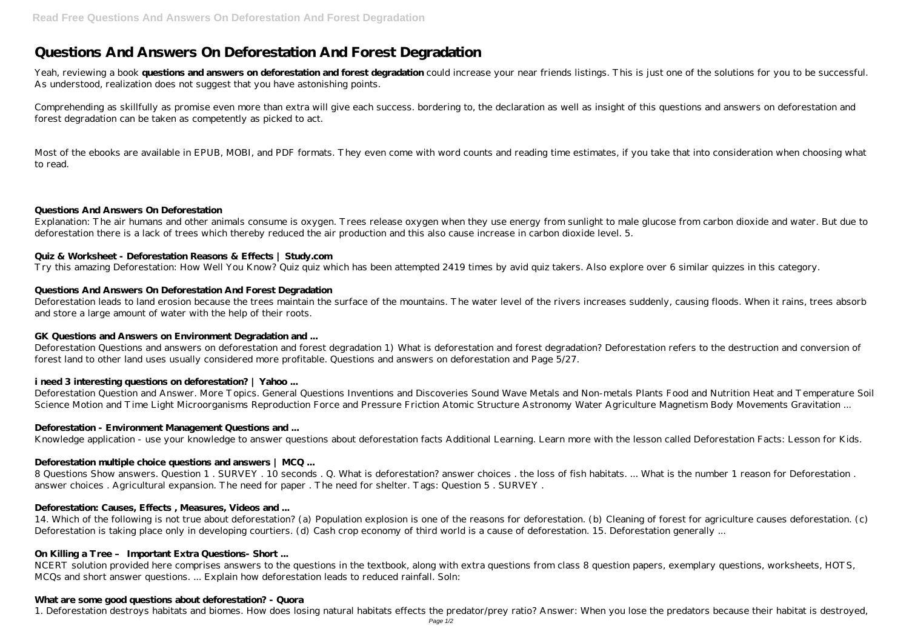# Questions And Answers On Deforestation And Forest Degradation

Yeah, reviewing a book **questions and answers on deforestation and forest degradation** could increase your near friends listings. This is just one of the solutions for you to be successful. As understood, realization does not suggest that you have astonishing points.

Comprehending as skillfully as promise even more than extra will give each success. bordering to, the declaration as well as insight of this questions and answers on deforestation and forest degradation can be taken as competently as picked to act.

Most of the ebooks are available in EPUB, MOBI, and PDF formats. They even come with word counts and reading time estimates, if you take that into consideration when choosing what to read.

### Questions And Answers On Deforestation

Explanation: The air humans and other animals consume is oxygen. Trees release oxygen when they use energy from sunlight to male glucose from carbon dioxide and water. But due to deforestation there is a lack of trees which thereby reduced the air production and this also cause increase in carbon dioxide level. 5.

### Quiz & Worksheet - Deforestation Reasons & Effects | Study.com

Try this amazing Deforestation: How Well You Know? Quiz quiz which has been attempted 2419 times by avid quiz takers. Also explore over 6 similar quizzes in this category.

### Questions And Answers On Deforestation And Forest Degradation

Deforestation leads to land erosion because the trees maintain the surface of the mountains. The water level of the rivers increases suddenly, causing floods. When it rains, trees absorb and store a large amount of water with the help of their roots.

### GK Questions and Answers on Environment Degradation and ...

Deforestation Questions and answers on deforestation and forest degradation 1) What is deforestation and forest degradation? Deforestation refers to the destruction and conversion of forest land to other land uses usually considered more profitable. Questions and answers on deforestation and Page 5/27.

### i need 3 interesting questions on deforestation? | Yahoo ...

Deforestation Question and Answer. More Topics. General Questions Inventions and Discoveries Sound Wave Metals and Non-metals Plants Food and Nutrition Heat and Temperature Soil Science Motion and Time Light Microorganisms Reproduction Force and Pressure Friction Atomic Structure Astronomy Water Agriculture Magnetism Body Movements Gravitation ...

### Deforestation - Environment Management Questions and ...

Knowledge application - use your knowledge to answer questions about deforestation facts Additional Learning. Learn more with the lesson called Deforestation Facts: Lesson for Kids.

### Deforestation multiple choice questions and answers | MCQ ...

8 Questions Show answers. Question 1 . SURVEY . 10 seconds . Q. What is deforestation? answer choices . the loss of fish habitats. ... What is the number 1 reason for Deforestation . answer choices . Agricultural expansion. The need for paper . The need for shelter. Tags: Question 5 . SURVEY .

### Deforestation: Causes, Effects , Measures, Videos and ...

14. Which of the following is not true about deforestation? (a) Population explosion is one of the reasons for deforestation. (b) Cleaning of forest for agriculture causes deforestation. (c) Deforestation is taking place only in developing courtiers. (d) Cash crop economy of third world is a cause of deforestation. 15. Deforestation generally ...

### On Killing a Tree – Important Extra Questions- Short ...

NCERT solution provided here comprises answers to the questions in the textbook, along with extra questions from class 8 question papers, exemplary questions, worksheets, HOTS, MCQs and short answer questions. ... Explain how deforestation leads to reduced rainfall. Soln:

### What are some good questions about deforestation? - Quora

1. Deforestation destroys habitats and biomes. How does losing natural habitats effects the predator/prey ratio? Answer: When you lose the predators because their habitat is destroyed,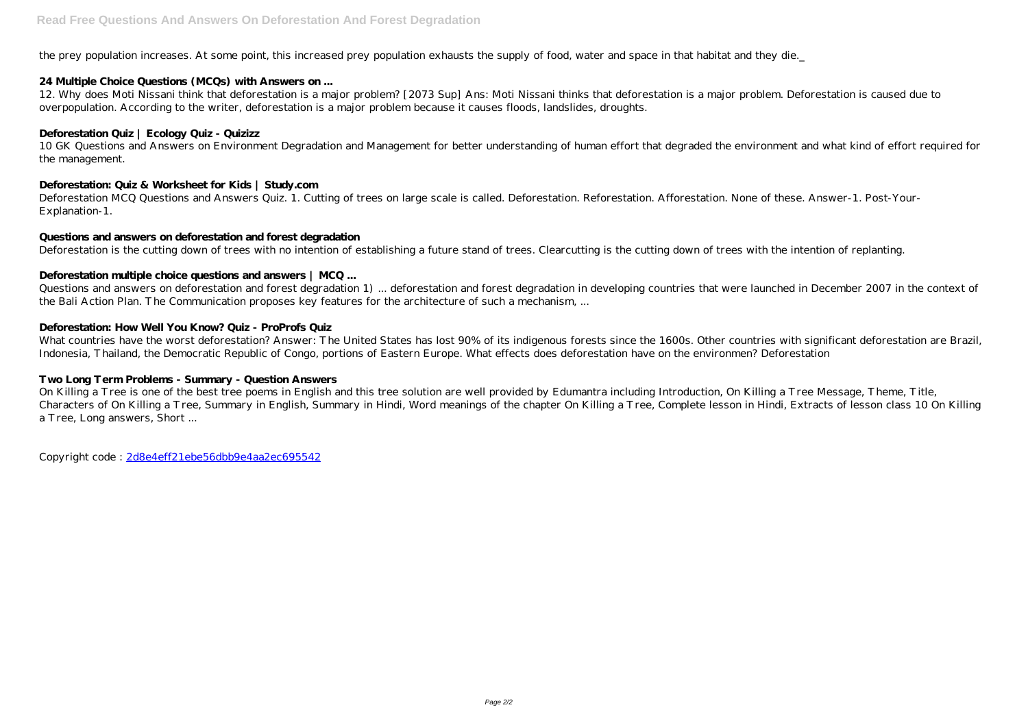the prey population increases. At some point, this increased prey population exhausts the supply of food, water and space in that habitat and they die._

**24 Multiple Choice Questions (MCQs) with Answers on ...**

12. Why does Moti Nissani think that deforestation is a major problem? [2073 Sup] Ans: Moti Nissani thinks that deforestation is a major problem. Deforestation is caused due to overpopulation. According to the writer, deforestation is a major problem because it causes floods, landslides, droughts.

**Deforestation Quiz | Ecology Quiz - Quizizz**

10 GK Questions and Answers on Environment Degradation and Management for better understanding of human effort that degraded the environment and what kind of effort required for the management.

**Deforestation: Quiz & Worksheet for Kids | Study.com**

Deforestation MCQ Questions and Answers Quiz. 1. Cutting of trees on large scale is called. Deforestation. Reforestation. Afforestation. None of these. Answer-1. Post-Your-Explanation-1.

**Questions and answers on deforestation and forest degradation**

Deforestation is the cutting down of trees with no intention of establishing a future stand of trees. Clearcutting is the cutting down of trees with the intention of replanting.

**Deforestation multiple choice questions and answers | MCQ ...**

Questions and answers on deforestation and forest degradation 1) ... deforestation and forest degradation in developing countries that were launched in December 2007 in the context of the Bali Action Plan. The Communication proposes key features for the architecture of such a mechanism, ...

**Deforestation: How Well You Know? Quiz - ProProfs Quiz**

What countries have the worst deforestation? Answer: The United States has lost 90% of its indigenous forests since the 1600s. Other countries with significant deforestation are Brazil, Indonesia, Thailand, the Democratic Republic of Congo, portions of Eastern Europe. What effects does deforestation have on the environmen? Deforestation

**Two Long Term Problems - Summary - Question Answers**

On Killing a Tree is one of the best tree poems in English and this tree solution are well provided by Edumantra including Introduction, On Killing a Tree Message, Theme, Title, Characters of On Killing a Tree, Summary in English, Summary in Hindi, Word meanings of the chapter On Killing a Tree, Complete lesson in Hindi, Extracts of lesson class 10 On Killing a Tree, Long answers, Short ...

Copyright code : 2d8e4eff21ebe56dbb9e4aa2ec695542